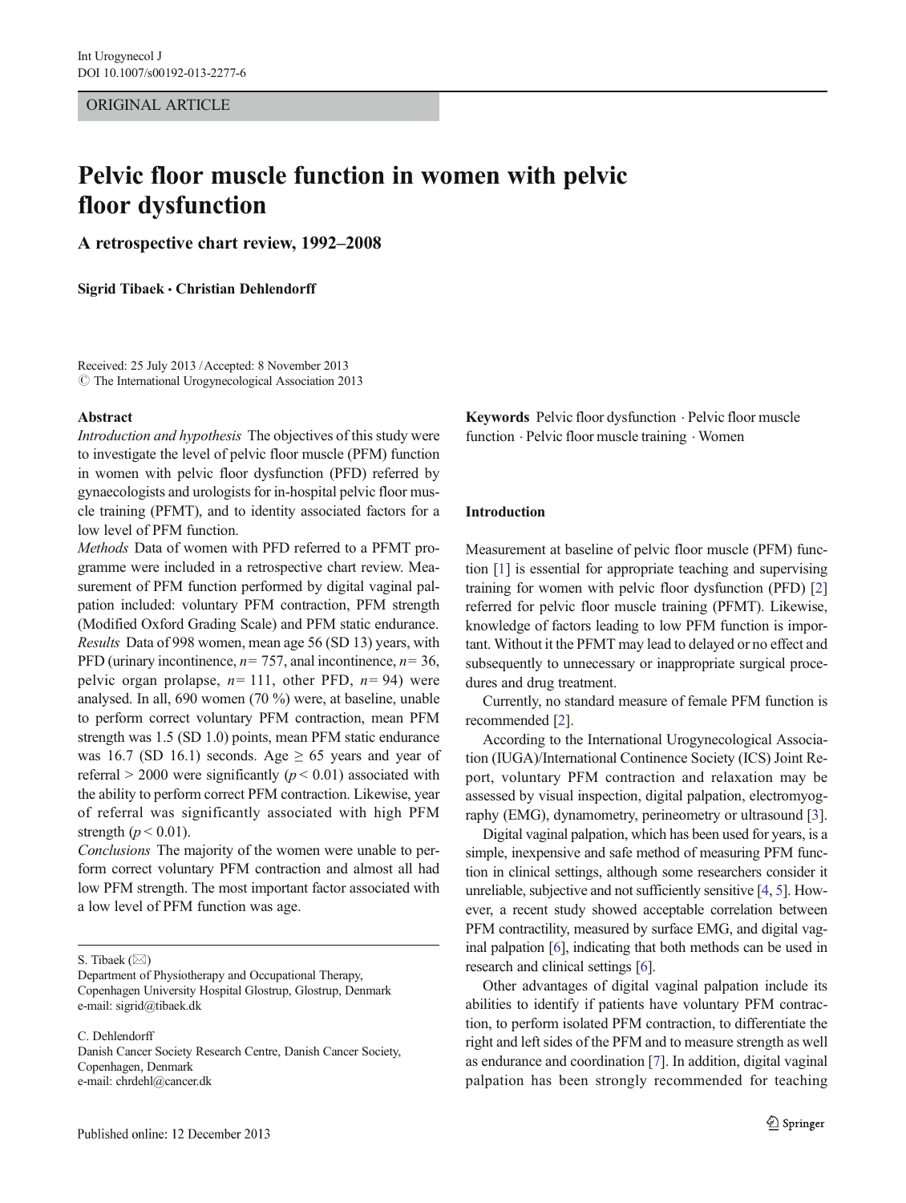ORIGINAL ARTICLE

# Pelvic floor muscle function in women with pelvic floor dysfunction

## A retrospective chart review, 1992–2008

**Sigrid Tibaek · Christian Dehlendorff**

Received: 25 July 2013 / Accepted: 8 November 2013
© The International Urogynecological Association 2013

### Abstract

*Introduction and hypothesis* The objectives of this study were to investigate the level of pelvic floor muscle (PFM) function in women with pelvic floor dysfunction (PFD) referred by gynaecologists and urologists for in-hospital pelvic floor muscle training (PFMT), and to identity associated factors for a low level of PFM function.

*Methods* Data of women with PFD referred to a PFMT programme were included in a retrospective chart review. Measurement of PFM function performed by digital vaginal palpation included: voluntary PFM contraction, PFM strength (Modified Oxford Grading Scale) and PFM static endurance.

*Results* Data of 998 women, mean age 56 (SD 13) years, with PFD (urinary incontinence, $n = 757$, anal incontinence, $n = 36$, pelvic organ prolapse, $n = 111$, other PFD, $n = 94$) were analysed. In all, 690 women (70 %) were, at baseline, unable to perform correct voluntary PFM contraction, mean PFM strength was 1.5 (SD 1.0) points, mean PFM static endurance was 16.7 (SD 16.1) seconds. Age $\geq$ 65 years and year of referral > 2000 were significantly ($p < 0.01$) associated with the ability to perform correct PFM contraction. Likewise, year of referral was significantly associated with high PFM strength ($p < 0.01$).

*Conclusions* The majority of the women were unable to perform correct voluntary PFM contraction and almost all had low PFM strength. The most important factor associated with a low level of PFM function was age.

**Keywords** Pelvic floor dysfunction · Pelvic floor muscle function · Pelvic floor muscle training · Women

S. Tibaek (✉)
Department of Physiotherapy and Occupational Therapy, Copenhagen University Hospital Glostrup, Glostrup, Denmark
e-mail: sigrid@tibaek.dk

C. Dehlendorff
Danish Cancer Society Research Centre, Danish Cancer Society, Copenhagen, Denmark
e-mail: chrdehl@cancer.dk

## Introduction

Measurement at baseline of pelvic floor muscle (PFM) function [1] is essential for appropriate teaching and supervising training for women with pelvic floor dysfunction (PFD) [2] referred for pelvic floor muscle training (PFMT). Likewise, knowledge of factors leading to low PFM function is important. Without it the PFMT may lead to delayed or no effect and subsequently to unnecessary or inappropriate surgical procedures and drug treatment.

Currently, no standard measure of female PFM function is recommended [2].

According to the International Urogynecological Association (IUGA)/International Continence Society (ICS) Joint Report, voluntary PFM contraction and relaxation may be assessed by visual inspection, digital palpation, electromyography (EMG), dynamometry, perineometry or ultrasound [3].

Digital vaginal palpation, which has been used for years, is a simple, inexpensive and safe method of measuring PFM function in clinical settings, although some researchers consider it unreliable, subjective and not sufficiently sensitive [4, 5]. However, a recent study showed acceptable correlation between PFM contractility, measured by surface EMG, and digital vaginal palpation [6], indicating that both methods can be used in research and clinical settings [6].

Other advantages of digital vaginal palpation include its abilities to identify if patients have voluntary PFM contraction, to perform isolated PFM contraction, to differentiate the right and left sides of the PFM and to measure strength as well as endurance and coordination [7]. In addition, digital vaginal palpation has been strongly recommended for teaching

Published online: 12 December 2013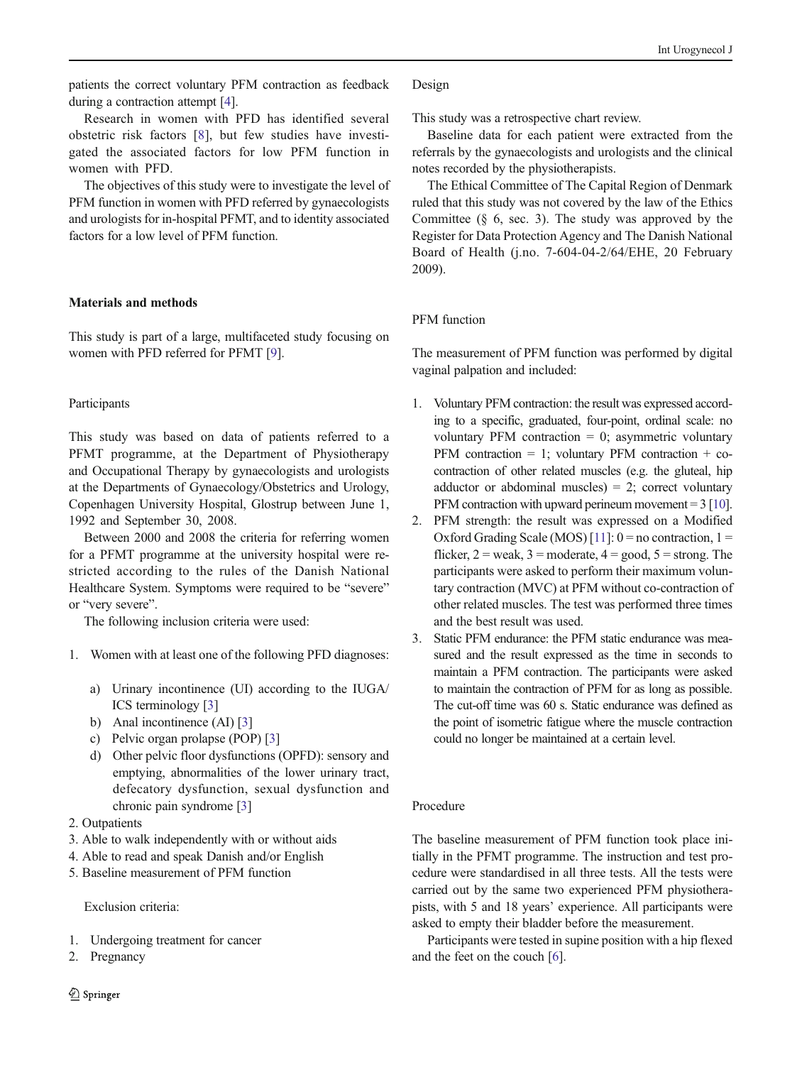patients the correct voluntary PFM contraction as feedback during a contraction attempt [4].

Research in women with PFD has identified several obstetric risk factors [8], but few studies have investigated the associated factors for low PFM function in women with PFD.

The objectives of this study were to investigate the level of PFM function in women with PFD referred by gynaecologists and urologists for in-hospital PFMT, and to identity associated factors for a low level of PFM function.

## Materials and methods

This study is part of a large, multifaceted study focusing on women with PFD referred for PFMT [9].

### Participants

This study was based on data of patients referred to a PFMT programme, at the Department of Physiotherapy and Occupational Therapy by gynaecologists and urologists at the Departments of Gynaecology/Obstetrics and Urology, Copenhagen University Hospital, Glostrup between June 1, 1992 and September 30, 2008.

Between 2000 and 2008 the criteria for referring women for a PFMT programme at the university hospital were restricted according to the rules of the Danish National Healthcare System. Symptoms were required to be "severe" or "very severe".

The following inclusion criteria were used:

1. Women with at least one of the following PFD diagnoses:
   a) Urinary incontinence (UI) according to the IUGA/ICS terminology [3]
   b) Anal incontinence (AI) [3]
   c) Pelvic organ prolapse (POP) [3]
   d) Other pelvic floor dysfunctions (OPFD): sensory and emptying, abnormalities of the lower urinary tract, defecatory dysfunction, sexual dysfunction and chronic pain syndrome [3]
2. Outpatients
3. Able to walk independently with or without aids
4. Able to read and speak Danish and/or English
5. Baseline measurement of PFM function

Exclusion criteria:

1. Undergoing treatment for cancer
2. Pregnancy

### Design

This study was a retrospective chart review.

Baseline data for each patient were extracted from the referrals by the gynaecologists and urologists and the clinical notes recorded by the physiotherapists.

The Ethical Committee of The Capital Region of Denmark ruled that this study was not covered by the law of the Ethics Committee (§ 6, sec. 3). The study was approved by the Register for Data Protection Agency and The Danish National Board of Health (j.no. 7-604-04-2/64/EHE, 20 February 2009).

### PFM function

The measurement of PFM function was performed by digital vaginal palpation and included:

1. Voluntary PFM contraction: the result was expressed according to a specific, graduated, four-point, ordinal scale: no voluntary PFM contraction = 0; asymmetric voluntary PFM contraction = 1; voluntary PFM contraction + co-contraction of other related muscles (e.g. the gluteal, hip adductor or abdominal muscles) = 2; correct voluntary PFM contraction with upward perineum movement = 3 [10].
2. PFM strength: the result was expressed on a Modified Oxford Grading Scale (MOS) [11]: 0 = no contraction, 1 = flicker, 2 = weak, 3 = moderate, 4 = good, 5 = strong. The participants were asked to perform their maximum voluntary contraction (MVC) at PFM without co-contraction of other related muscles. The test was performed three times and the best result was used.
3. Static PFM endurance: the PFM static endurance was measured and the result expressed as the time in seconds to maintain a PFM contraction. The participants were asked to maintain the contraction of PFM for as long as possible. The cut-off time was 60 s. Static endurance was defined as the point of isometric fatigue where the muscle contraction could no longer be maintained at a certain level.

### Procedure

The baseline measurement of PFM function took place initially in the PFMT programme. The instruction and test procedure were standardised in all three tests. All the tests were carried out by the same two experienced PFM physiotherapists, with 5 and 18 years' experience. All participants were asked to empty their bladder before the measurement.

Participants were tested in supine position with a hip flexed and the feet on the couch [6].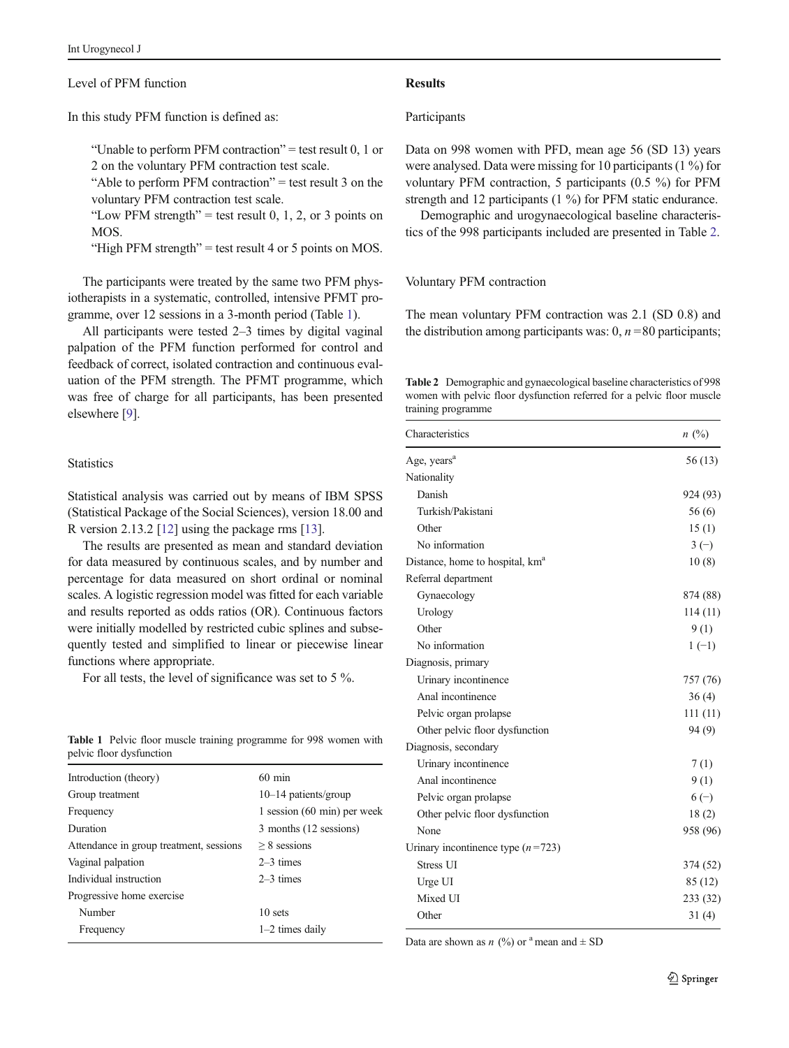### Level of PFM function

In this study PFM function is defined as:

> "Unable to perform PFM contraction" = test result 0, 1 or 2 on the voluntary PFM contraction test scale.
> "Able to perform PFM contraction" = test result 3 on the voluntary PFM contraction test scale.
> "Low PFM strength" = test result 0, 1, 2, or 3 points on MOS.
> "High PFM strength" = test result 4 or 5 points on MOS.

The participants were treated by the same two PFM physiotherapists in a systematic, controlled, intensive PFMT programme, over 12 sessions in a 3-month period (Table 1).

All participants were tested 2–3 times by digital vaginal palpation of the PFM function performed for control and feedback of correct, isolated contraction and continuous evaluation of the PFM strength. The PFMT programme, which was free of charge for all participants, has been presented elsewhere [9].

### Statistics

Statistical analysis was carried out by means of IBM SPSS (Statistical Package of the Social Sciences), version 18.00 and R version 2.13.2 [12] using the package rms [13].

The results are presented as mean and standard deviation for data measured by continuous scales, and by number and percentage for data measured on short ordinal or nominal scales. A logistic regression model was fitted for each variable and results reported as odds ratios (OR). Continuous factors were initially modelled by restricted cubic splines and subsequently tested and simplified to linear or piecewise linear functions where appropriate.

For all tests, the level of significance was set to 5 %.

**Table 1** Pelvic floor muscle training programme for 998 women with pelvic floor dysfunction

| | |
|---|---|
| Introduction (theory) | 60 min |
| Group treatment | 10–14 patients/group |
| Frequency | 1 session (60 min) per week |
| Duration | 3 months (12 sessions) |
| Attendance in group treatment, sessions | ≥ 8 sessions |
| Vaginal palpation | 2–3 times |
| Individual instruction | 2–3 times |
| Progressive home exercise | |
| Number | 10 sets |
| Frequency | 1–2 times daily |

## Results

### Participants

Data on 998 women with PFD, mean age 56 (SD 13) years were analysed. Data were missing for 10 participants (1 %) for voluntary PFM contraction, 5 participants (0.5 %) for PFM strength and 12 participants (1 %) for PFM static endurance.

Demographic and urogynaecological baseline characteristics of the 998 participants included are presented in Table 2.

### Voluntary PFM contraction

The mean voluntary PFM contraction was 2.1 (SD 0.8) and the distribution among participants was: 0, $n = 80$ participants;

**Table 2** Demographic and gynaecological baseline characteristics of 998 women with pelvic floor dysfunction referred for a pelvic floor muscle training programme

| Characteristics | *n* (%) |
|---|---|
| Age, years[a] | 56 (13) |
| Nationality | |
| Danish | 924 (93) |
| Turkish/Pakistani | 56 (6) |
| Other | 15 (1) |
| No information | 3 (−) |
| Distance, home to hospital, km[a] | 10 (8) |
| Referral department | |
| Gynaecology | 874 (88) |
| Urology | 114 (11) |
| Other | 9 (1) |
| No information | 1 (−1) |
| Diagnosis, primary | |
| Urinary incontinence | 757 (76) |
| Anal incontinence | 36 (4) |
| Pelvic organ prolapse | 111 (11) |
| Other pelvic floor dysfunction | 94 (9) |
| Diagnosis, secondary | |
| Urinary incontinence | 7 (1) |
| Anal incontinence | 9 (1) |
| Pelvic organ prolapse | 6 (−) |
| Other pelvic floor dysfunction | 18 (2) |
| None | 958 (96) |
| Urinary incontinence type ($n = 723$) | |
| Stress UI | 374 (52) |
| Urge UI | 85 (12) |
| Mixed UI | 233 (32) |
| Other | 31 (4) |

Data are shown as *n* (%) or [a] mean and ± SD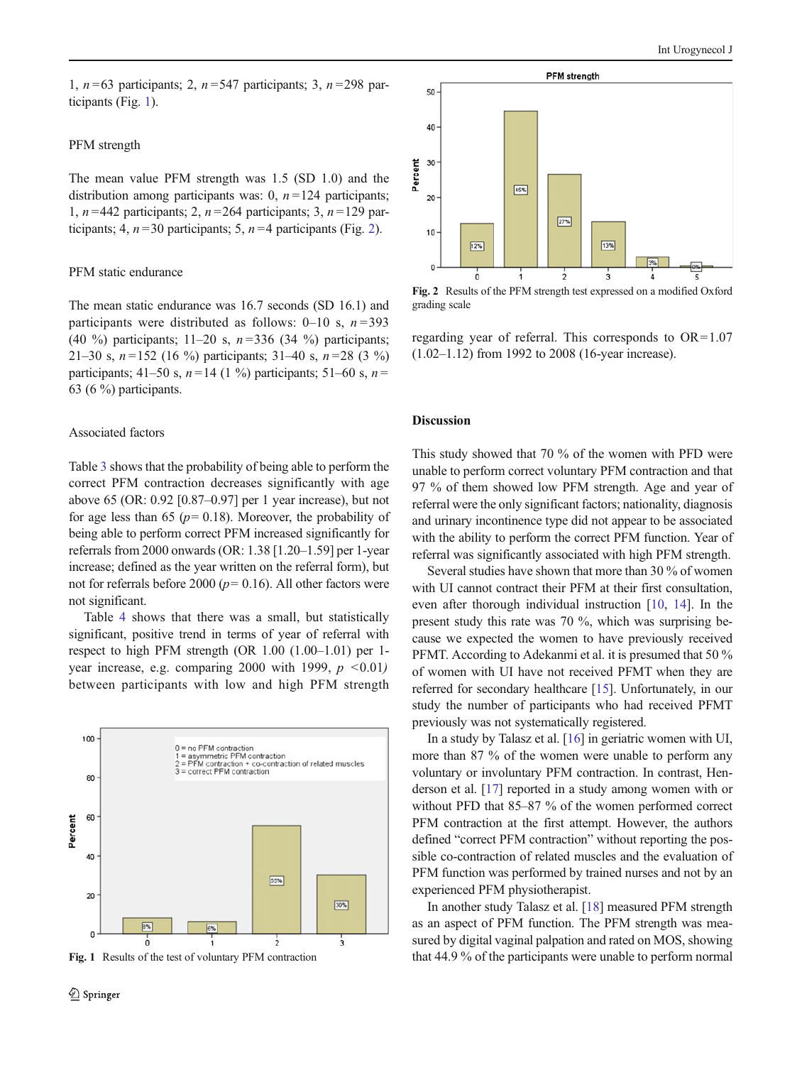1, $n=63$ participants; 2, $n=547$ participants; 3, $n=298$ participants (Fig. 1).

### PFM strength

The mean value PFM strength was 1.5 (SD 1.0) and the distribution among participants was: 0, $n=124$ participants; 1, $n=442$ participants; 2, $n=264$ participants; 3, $n=129$ participants; 4, $n=30$ participants; 5, $n=4$ participants (Fig. 2).

### PFM static endurance

The mean static endurance was 16.7 seconds (SD 16.1) and participants were distributed as follows: 0–10 s, $n=393$ (40 %) participants; 11–20 s, $n=336$ (34 %) participants; 21–30 s, $n=152$ (16 %) participants; 31–40 s, $n=28$ (3 %) participants; 41–50 s, $n=14$ (1 %) participants; 51–60 s, $n=63$ (6 %) participants.

### Associated factors

Table 3 shows that the probability of being able to perform the correct PFM contraction decreases significantly with age above 65 (OR: 0.92 [0.87–0.97] per 1 year increase), but not for age less than 65 ($p=0.18$). Moreover, the probability of being able to perform correct PFM increased significantly for referrals from 2000 onwards (OR: 1.38 [1.20–1.59] per 1-year increase; defined as the year written on the referral form), but not for referrals before 2000 ($p=0.16$). All other factors were not significant.

Table 4 shows that there was a small, but statistically significant, positive trend in terms of year of referral with respect to high PFM strength (OR 1.00 (1.00–1.01) per 1-year increase, e.g. comparing 2000 with 1999, $p<0.01$) between participants with low and high PFM strength regarding year of referral. This corresponds to OR=1.07 (1.02–1.12) from 1992 to 2008 (16-year increase).

Fig. 1 Results of the test of voluntary PFM contraction

Fig. 2 Results of the PFM strength test expressed on a modified Oxford grading scale

## Discussion

This study showed that 70 % of the women with PFD were unable to perform correct voluntary PFM contraction and that 97 % of them showed low PFM strength. Age and year of referral were the only significant factors; nationality, diagnosis and urinary incontinence type did not appear to be associated with the ability to perform the correct PFM function. Year of referral was significantly associated with high PFM strength.

Several studies have shown that more than 30 % of women with UI cannot contract their PFM at their first consultation, even after thorough individual instruction [10, 14]. In the present study this rate was 70 %, which was surprising because we expected the women to have previously received PFMT. According to Adekanmi et al. it is presumed that 50 % of women with UI have not received PFMT when they are referred for secondary healthcare [15]. Unfortunately, in our study the number of participants who had received PFMT previously was not systematically registered.

In a study by Talasz et al. [16] in geriatric women with UI, more than 87 % of the women were unable to perform any voluntary or involuntary PFM contraction. In contrast, Henderson et al. [17] reported in a study among women with or without PFD that 85–87 % of the women performed correct PFM contraction at the first attempt. However, the authors defined "correct PFM contraction" without reporting the possible co-contraction of related muscles and the evaluation of PFM function was performed by trained nurses and not by an experienced PFM physiotherapist.

In another study Talasz et al. [18] measured PFM strength as an aspect of PFM function. The PFM strength was measured by digital vaginal palpation and rated on MOS, showing that 44.9 % of the participants were unable to perform normal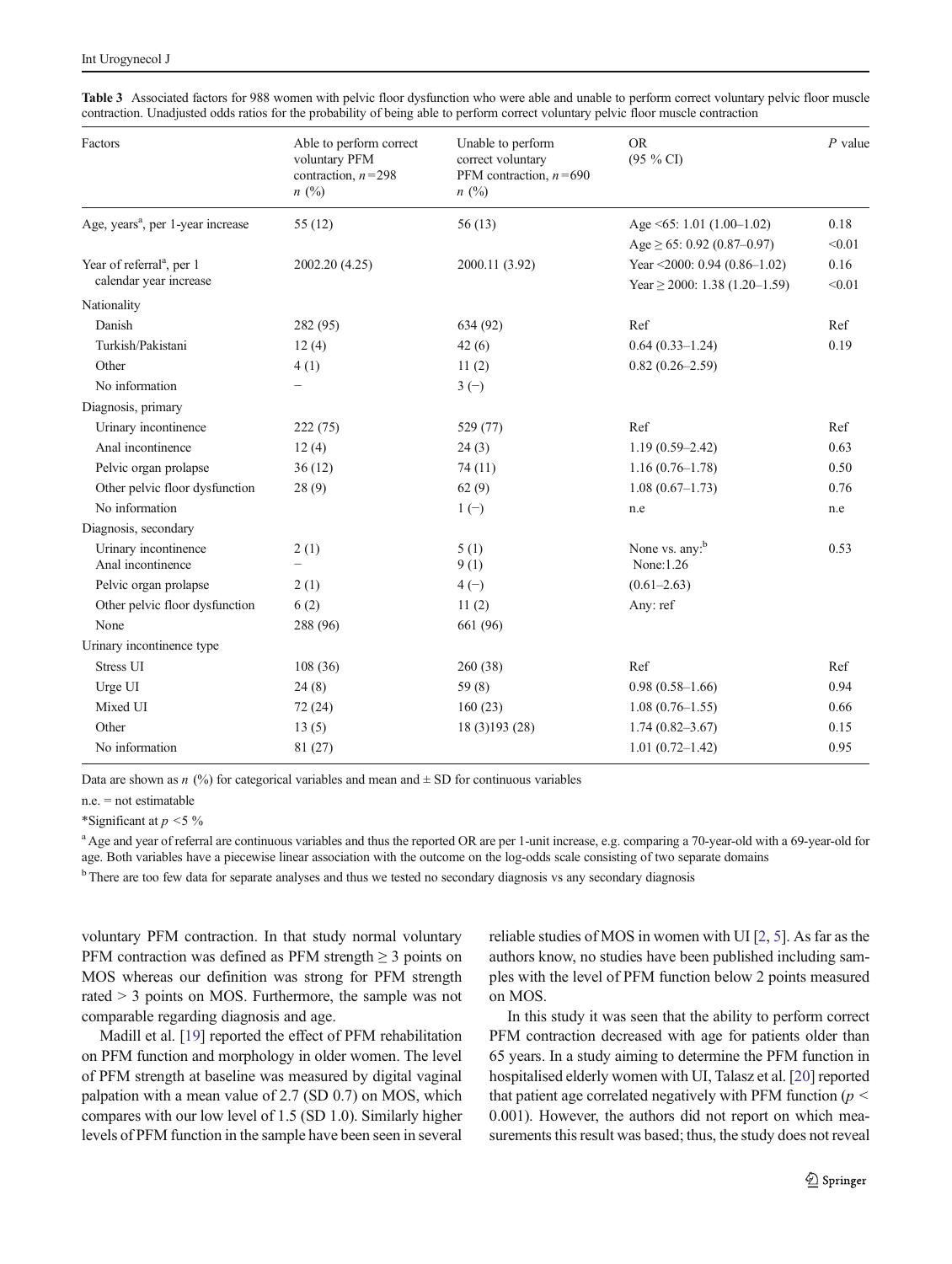**Table 3** Associated factors for 988 women with pelvic floor dysfunction who were able and unable to perform correct voluntary pelvic floor muscle contraction. Unadjusted odds ratios for the probability of being able to perform correct voluntary pelvic floor muscle contraction

| Factors | Able to perform correct voluntary PFM contraction, $n$=298 $n$ (%) | Unable to perform correct voluntary PFM contraction, $n$=690 $n$ (%) | OR (95 % CI) | $P$ value |
|---|---|---|---|---|
| Age, years[a], per 1-year increase | 55 (12) | 56 (13) | Age <65: 1.01 (1.00–1.02) | 0.18 |
| | | | Age ≥ 65: 0.92 (0.87–0.97) | <0.01 |
| Year of referral[a], per 1 calendar year increase | 2002.20 (4.25) | 2000.11 (3.92) | Year <2000: 0.94 (0.86–1.02) | 0.16 |
| | | | Year ≥ 2000: 1.38 (1.20–1.59) | <0.01 |
| Nationality | | | | |
| Danish | 282 (95) | 634 (92) | Ref | Ref |
| Turkish/Pakistani | 12 (4) | 42 (6) | 0.64 (0.33–1.24) | 0.19 |
| Other | 4 (1) | 11 (2) | 0.82 (0.26–2.59) | |
| No information | – | 3 (–) | | |
| Diagnosis, primary | | | | |
| Urinary incontinence | 222 (75) | 529 (77) | Ref | Ref |
| Anal incontinence | 12 (4) | 24 (3) | 1.19 (0.59–2.42) | 0.63 |
| Pelvic organ prolapse | 36 (12) | 74 (11) | 1.16 (0.76–1.78) | 0.50 |
| Other pelvic floor dysfunction | 28 (9) | 62 (9) | 1.08 (0.67–1.73) | 0.76 |
| No information | | 1 (–) | n.e | n.e |
| Diagnosis, secondary | | | | |
| Urinary incontinence | 2 (1) | 5 (1) | None vs. any:[b] | 0.53 |
| Anal incontinence | – | 9 (1) | None:1.26 | |
| Pelvic organ prolapse | 2 (1) | 4 (–) | (0.61–2.63) | |
| Other pelvic floor dysfunction | 6 (2) | 11 (2) | Any: ref | |
| None | 288 (96) | 661 (96) | | |
| Urinary incontinence type | | | | |
| Stress UI | 108 (36) | 260 (38) | Ref | Ref |
| Urge UI | 24 (8) | 59 (8) | 0.98 (0.58–1.66) | 0.94 |
| Mixed UI | 72 (24) | 160 (23) | 1.08 (0.76–1.55) | 0.66 |
| Other | 13 (5) | 18 (3)193 (28) | 1.74 (0.82–3.67) | 0.15 |
| No information | 81 (27) | | 1.01 (0.72–1.42) | 0.95 |

Data are shown as $n$ (%) for categorical variables and mean and ± SD for continuous variables

n.e. = not estimatable

*Significant at $p$ <5 %

[a] Age and year of referral are continuous variables and thus the reported OR are per 1-unit increase, e.g. comparing a 70-year-old with a 69-year-old for age. Both variables have a piecewise linear association with the outcome on the log-odds scale consisting of two separate domains

[b] There are too few data for separate analyses and thus we tested no secondary diagnosis vs any secondary diagnosis

voluntary PFM contraction. In that study normal voluntary PFM contraction was defined as PFM strength ≥ 3 points on MOS whereas our definition was strong for PFM strength rated > 3 points on MOS. Furthermore, the sample was not comparable regarding diagnosis and age.

Madill et al. [19] reported the effect of PFM rehabilitation on PFM function and morphology in older women. The level of PFM strength at baseline was measured by digital vaginal palpation with a mean value of 2.7 (SD 0.7) on MOS, which compares with our low level of 1.5 (SD 1.0). Similarly higher levels of PFM function in the sample have been seen in several reliable studies of MOS in women with UI [2, 5]. As far as the authors know, no studies have been published including samples with the level of PFM function below 2 points measured on MOS.

In this study it was seen that the ability to perform correct PFM contraction decreased with age for patients older than 65 years. In a study aiming to determine the PFM function in hospitalised elderly women with UI, Talasz et al. [20] reported that patient age correlated negatively with PFM function ($p <$ 0.001). However, the authors did not report on which measurements this result was based; thus, the study does not reveal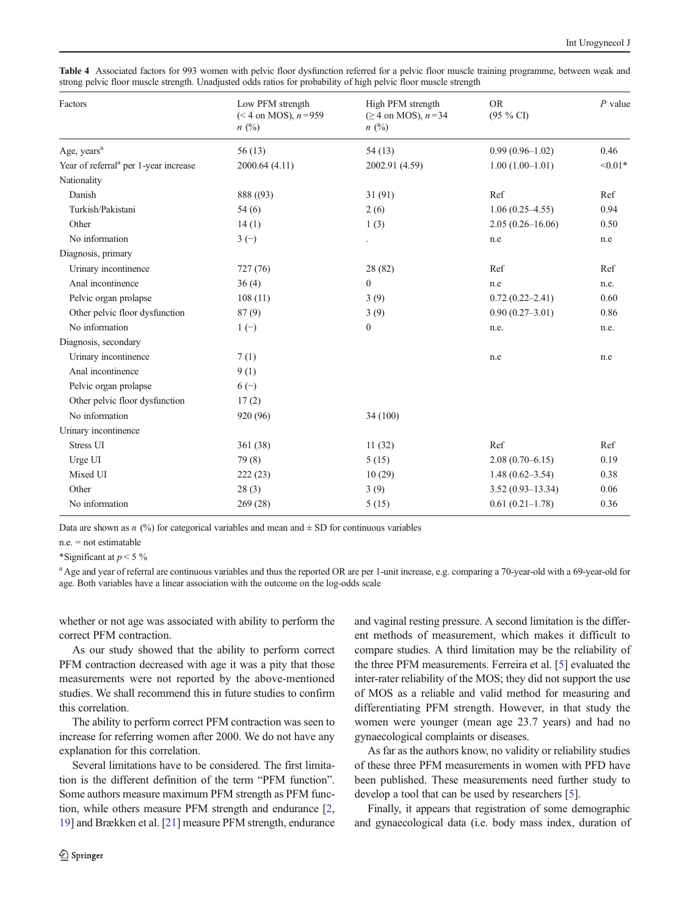**Table 4** Associated factors for 993 women with pelvic floor dysfunction referred for a pelvic floor muscle training programme, between weak and strong pelvic floor muscle strength. Unadjusted odds ratios for probability of high pelvic floor muscle strength

| Factors | Low PFM strength (< 4 on MOS), *n* =959 *n* (%) | High PFM strength (≥ 4 on MOS), *n* =34 *n* (%) | OR (95 % CI) | *P* value |
|---|---|---|---|---|
| Age, years[a] | 56 (13) | 54 (13) | 0.99 (0.96–1.02) | 0.46 |
| Year of referral[a] per 1-year increase | 2000.64 (4.11) | 2002.91 (4.59) | 1.00 (1.00–1.01) | <0.01* |
| Nationality | | | | |
| Danish | 888 ((93) | 31 (91) | Ref | Ref |
| Turkish/Pakistani | 54 (6) | 2 (6) | 1.06 (0.25–4.55) | 0.94 |
| Other | 14 (1) | 1 (3) | 2.05 (0.26–16.06) | 0.50 |
| No information | 3 (−) | . | n.e | n.e |
| Diagnosis, primary | | | | |
| Urinary incontinence | 727 (76) | 28 (82) | Ref | Ref |
| Anal incontinence | 36 (4) | 0 | n.e | n.e. |
| Pelvic organ prolapse | 108 (11) | 3 (9) | 0.72 (0.22–2.41) | 0.60 |
| Other pelvic floor dysfunction | 87 (9) | 3 (9) | 0.90 (0.27–3.01) | 0.86 |
| No information | 1 (−) | 0 | n.e. | n.e. |
| Diagnosis, secondary | | | | |
| Urinary incontinence | 7 (1) | | n.e | n.e |
| Anal incontinence | 9 (1) | | | |
| Pelvic organ prolapse | 6 (−) | | | |
| Other pelvic floor dysfunction | 17 (2) | | | |
| No information | 920 (96) | 34 (100) | | |
| Urinary incontinence | | | | |
| Stress UI | 361 (38) | 11 (32) | Ref | Ref |
| Urge UI | 79 (8) | 5 (15) | 2.08 (0.70–6.15) | 0.19 |
| Mixed UI | 222 (23) | 10 (29) | 1.48 (0.62–3.54) | 0.38 |
| Other | 28 (3) | 3 (9) | 3.52 (0.93–13.34) | 0.06 |
| No information | 269 (28) | 5 (15) | 0.61 (0.21–1.78) | 0.36 |

Data are shown as *n* (%) for categorical variables and mean and ± SD for continuous variables

n.e. = not estimatable

*Significant at $p < 5$ %

[a] Age and year of referral are continuous variables and thus the reported OR are per 1-unit increase, e.g. comparing a 70-year-old with a 69-year-old for age. Both variables have a linear association with the outcome on the log-odds scale

whether or not age was associated with ability to perform the correct PFM contraction.

As our study showed that the ability to perform correct PFM contraction decreased with age it was a pity that those measurements were not reported by the above-mentioned studies. We shall recommend this in future studies to confirm this correlation.

The ability to perform correct PFM contraction was seen to increase for referring women after 2000. We do not have any explanation for this correlation.

Several limitations have to be considered. The first limitation is the different definition of the term "PFM function". Some authors measure maximum PFM strength as PFM function, while others measure PFM strength and endurance [2, 19] and Brækken et al. [21] measure PFM strength, endurance and vaginal resting pressure. A second limitation is the different methods of measurement, which makes it difficult to compare studies. A third limitation may be the reliability of the three PFM measurements. Ferreira et al. [5] evaluated the inter-rater reliability of the MOS; they did not support the use of MOS as a reliable and valid method for measuring and differentiating PFM strength. However, in that study the women were younger (mean age 23.7 years) and had no gynaecological complaints or diseases.

As far as the authors know, no validity or reliability studies of these three PFM measurements in women with PFD have been published. These measurements need further study to develop a tool that can be used by researchers [5].

Finally, it appears that registration of some demographic and gynaecological data (i.e. body mass index, duration of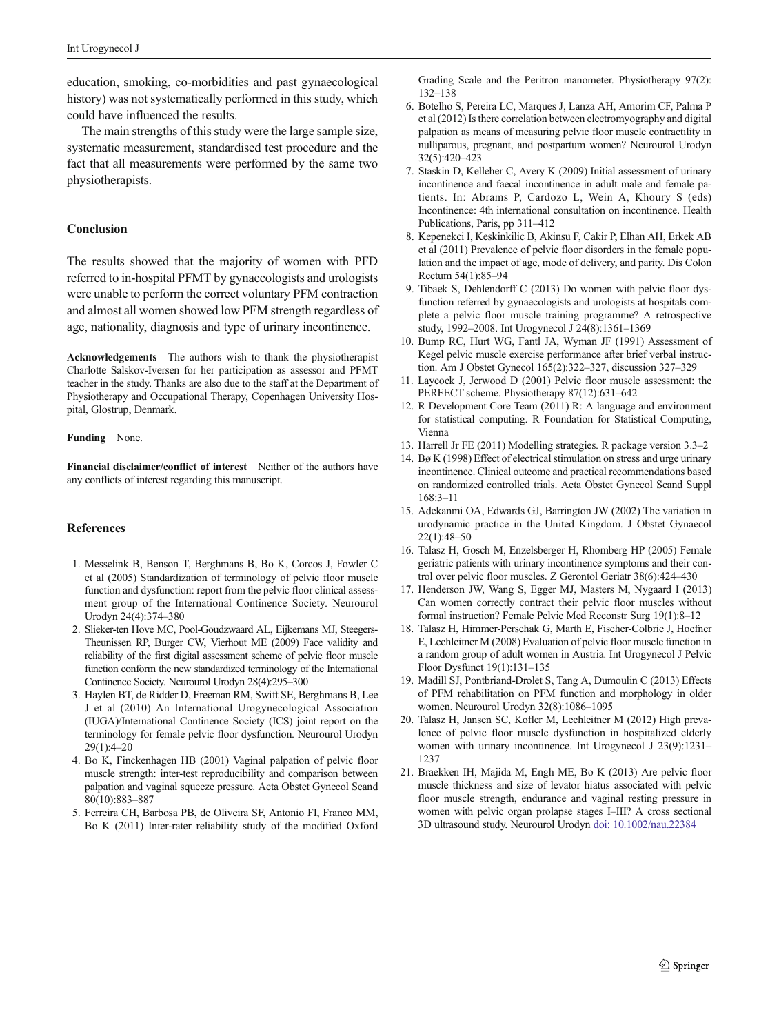education, smoking, co-morbidities and past gynaecological history) was not systematically performed in this study, which could have influenced the results.

The main strengths of this study were the large sample size, systematic measurement, standardised test procedure and the fact that all measurements were performed by the same two physiotherapists.

## Conclusion

The results showed that the majority of women with PFD referred to in-hospital PFMT by gynaecologists and urologists were unable to perform the correct voluntary PFM contraction and almost all women showed low PFM strength regardless of age, nationality, diagnosis and type of urinary incontinence.

**Acknowledgements** The authors wish to thank the physiotherapist Charlotte Salskov-Iversen for her participation as assessor and PFMT teacher in the study. Thanks are also due to the staff at the Department of Physiotherapy and Occupational Therapy, Copenhagen University Hospital, Glostrup, Denmark.

**Funding** None.

**Financial disclaimer/conflict of interest** Neither of the authors have any conflicts of interest regarding this manuscript.

## References

1. Messelink B, Benson T, Berghmans B, Bo K, Corcos J, Fowler C et al (2005) Standardization of terminology of pelvic floor muscle function and dysfunction: report from the pelvic floor clinical assessment group of the International Continence Society. Neurourol Urodyn 24(4):374–380
2. Slieker-ten Hove MC, Pool-Goudzwaard AL, Eijkemans MJ, Steegers-Theunissen RP, Burger CW, Vierhout ME (2009) Face validity and reliability of the first digital assessment scheme of pelvic floor muscle function conform the new standardized terminology of the International Continence Society. Neurourol Urodyn 28(4):295–300
3. Haylen BT, de Ridder D, Freeman RM, Swift SE, Berghmans B, Lee J et al (2010) An International Urogynecological Association (IUGA)/International Continence Society (ICS) joint report on the terminology for female pelvic floor dysfunction. Neurourol Urodyn 29(1):4–20
4. Bo K, Finckenhagen HB (2001) Vaginal palpation of pelvic floor muscle strength: inter-test reproducibility and comparison between palpation and vaginal squeeze pressure. Acta Obstet Gynecol Scand 80(10):883–887
5. Ferreira CH, Barbosa PB, de Oliveira SF, Antonio FI, Franco MM, Bo K (2011) Inter-rater reliability study of the modified Oxford Grading Scale and the Peritron manometer. Physiotherapy 97(2): 132–138
6. Botelho S, Pereira LC, Marques J, Lanza AH, Amorim CF, Palma P et al (2012) Is there correlation between electromyography and digital palpation as means of measuring pelvic floor muscle contractility in nulliparous, pregnant, and postpartum women? Neurourol Urodyn 32(5):420–423
7. Staskin D, Kelleher C, Avery K (2009) Initial assessment of urinary incontinence and faecal incontinence in adult male and female patients. In: Abrams P, Cardozo L, Wein A, Khoury S (eds) Incontinence: 4th international consultation on incontinence. Health Publications, Paris, pp 311–412
8. Kepenekci I, Keskinkilic B, Akinsu F, Cakir P, Elhan AH, Erkek AB et al (2011) Prevalence of pelvic floor disorders in the female population and the impact of age, mode of delivery, and parity. Dis Colon Rectum 54(1):85–94
9. Tibaek S, Dehlendorff C (2013) Do women with pelvic floor dysfunction referred by gynaecologists and urologists at hospitals complete a pelvic floor muscle training programme? A retrospective study, 1992–2008. Int Urogynecol J 24(8):1361–1369
10. Bump RC, Hurt WG, Fantl JA, Wyman JF (1991) Assessment of Kegel pelvic muscle exercise performance after brief verbal instruction. Am J Obstet Gynecol 165(2):322–327, discussion 327–329
11. Laycock J, Jerwood D (2001) Pelvic floor muscle assessment: the PERFECT scheme. Physiotherapy 87(12):631–642
12. R Development Core Team (2011) R: A language and environment for statistical computing. R Foundation for Statistical Computing, Vienna
13. Harrell Jr FE (2011) Modelling strategies. R package version 3.3–2
14. Bø K (1998) Effect of electrical stimulation on stress and urge urinary incontinence. Clinical outcome and practical recommendations based on randomized controlled trials. Acta Obstet Gynecol Scand Suppl 168:3–11
15. Adekanmi OA, Edwards GJ, Barrington JW (2002) The variation in urodynamic practice in the United Kingdom. J Obstet Gynaecol 22(1):48–50
16. Talasz H, Gosch M, Enzelsberger H, Rhomberg HP (2005) Female geriatric patients with urinary incontinence symptoms and their control over pelvic floor muscles. Z Gerontol Geriatr 38(6):424–430
17. Henderson JW, Wang S, Egger MJ, Masters M, Nygaard I (2013) Can women correctly contract their pelvic floor muscles without formal instruction? Female Pelvic Med Reconstr Surg 19(1):8–12
18. Talasz H, Himmer-Perschak G, Marth E, Fischer-Colbrie J, Hoefner E, Lechleitner M (2008) Evaluation of pelvic floor muscle function in a random group of adult women in Austria. Int Urogynecol J Pelvic Floor Dysfunct 19(1):131–135
19. Madill SJ, Pontbriand-Drolet S, Tang A, Dumoulin C (2013) Effects of PFM rehabilitation on PFM function and morphology in older women. Neurourol Urodyn 32(8):1086–1095
20. Talasz H, Jansen SC, Kofler M, Lechleitner M (2012) High prevalence of pelvic floor muscle dysfunction in hospitalized elderly women with urinary incontinence. Int Urogynecol J 23(9):1231–1237
21. Braekken IH, Majida M, Engh ME, Bo K (2013) Are pelvic floor muscle thickness and size of levator hiatus associated with pelvic floor muscle strength, endurance and vaginal resting pressure in women with pelvic organ prolapse stages I–III? A cross sectional 3D ultrasound study. Neurourol Urodyn doi: 10.1002/nau.22384